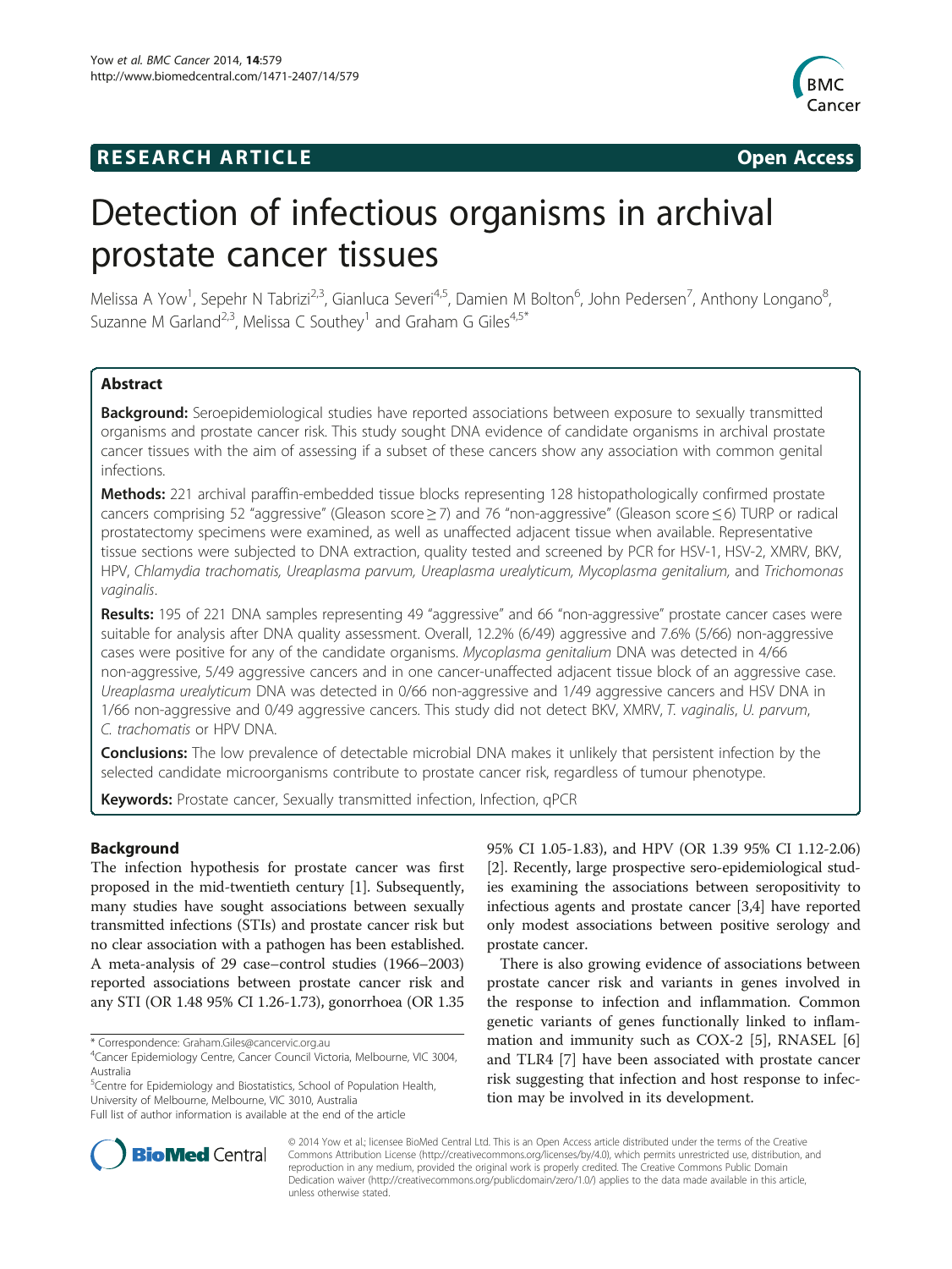**RESEARCH ARTICLE** **Open Access**

# Detection of infectious organisms in archival prostate cancer tissues

Melissa A Yow[1], Sepehr N Tabrizi[2,3], Gianluca Severi[4,5], Damien M Bolton[6], John Pedersen[7], Anthony Longano[8], Suzanne M Garland[2,3], Melissa C Southey[1] and Graham G Giles[4,5*]

## Abstract

**Background:** Seroepidemiological studies have reported associations between exposure to sexually transmitted organisms and prostate cancer risk. This study sought DNA evidence of candidate organisms in archival prostate cancer tissues with the aim of assessing if a subset of these cancers show any association with common genital infections.

**Methods:** 221 archival paraffin-embedded tissue blocks representing 128 histopathologically confirmed prostate cancers comprising 52 "aggressive" (Gleason score ≥ 7) and 76 "non-aggressive" (Gleason score ≤ 6) TURP or radical prostatectomy specimens were examined, as well as unaffected adjacent tissue when available. Representative tissue sections were subjected to DNA extraction, quality tested and screened by PCR for HSV-1, HSV-2, XMRV, BKV, HPV, *Chlamydia trachomatis, Ureaplasma parvum, Ureaplasma urealyticum, Mycoplasma genitalium,* and *Trichomonas vaginalis*.

**Results:** 195 of 221 DNA samples representing 49 "aggressive" and 66 "non-aggressive" prostate cancer cases were suitable for analysis after DNA quality assessment. Overall, 12.2% (6/49) aggressive and 7.6% (5/66) non-aggressive cases were positive for any of the candidate organisms. *Mycoplasma genitalium* DNA was detected in 4/66 non-aggressive, 5/49 aggressive cancers and in one cancer-unaffected adjacent tissue block of an aggressive case. *Ureaplasma urealyticum* DNA was detected in 0/66 non-aggressive and 1/49 aggressive cancers and HSV DNA in 1/66 non-aggressive and 0/49 aggressive cancers. This study did not detect BKV, XMRV, *T. vaginalis*, *U. parvum*, *C. trachomatis* or HPV DNA.

**Conclusions:** The low prevalence of detectable microbial DNA makes it unlikely that persistent infection by the selected candidate microorganisms contribute to prostate cancer risk, regardless of tumour phenotype.

**Keywords:** Prostate cancer, Sexually transmitted infection, Infection, qPCR

## Background

The infection hypothesis for prostate cancer was first proposed in the mid-twentieth century [1]. Subsequently, many studies have sought associations between sexually transmitted infections (STIs) and prostate cancer risk but no clear association with a pathogen has been established. A meta-analysis of 29 case–control studies (1966–2003) reported associations between prostate cancer risk and any STI (OR 1.48 95% CI 1.26-1.73), gonorrhoea (OR 1.35 95% CI 1.05-1.83), and HPV (OR 1.39 95% CI 1.12-2.06) [2]. Recently, large prospective sero-epidemiological studies examining the associations between seropositivity to infectious agents and prostate cancer [3,4] have reported only modest associations between positive serology and prostate cancer.

There is also growing evidence of associations between prostate cancer risk and variants in genes involved in the response to infection and inflammation. Common genetic variants of genes functionally linked to inflammation and immunity such as COX-2 [5], RNASEL [6] and TLR4 [7] have been associated with prostate cancer risk suggesting that infection and host response to infection may be involved in its development.

\* Correspondence: Graham.Giles@cancervic.org.au
[4]Cancer Epidemiology Centre, Cancer Council Victoria, Melbourne, VIC 3004, Australia
[5]Centre for Epidemiology and Biostatistics, School of Population Health, University of Melbourne, Melbourne, VIC 3010, Australia
Full list of author information is available at the end of the article

© 2014 Yow et al.; licensee BioMed Central Ltd. This is an Open Access article distributed under the terms of the Creative Commons Attribution License (http://creativecommons.org/licenses/by/4.0), which permits unrestricted use, distribution, and reproduction in any medium, provided the original work is properly credited. The Creative Commons Public Domain Dedication waiver (http://creativecommons.org/publicdomain/zero/1.0/) applies to the data made available in this article, unless otherwise stated.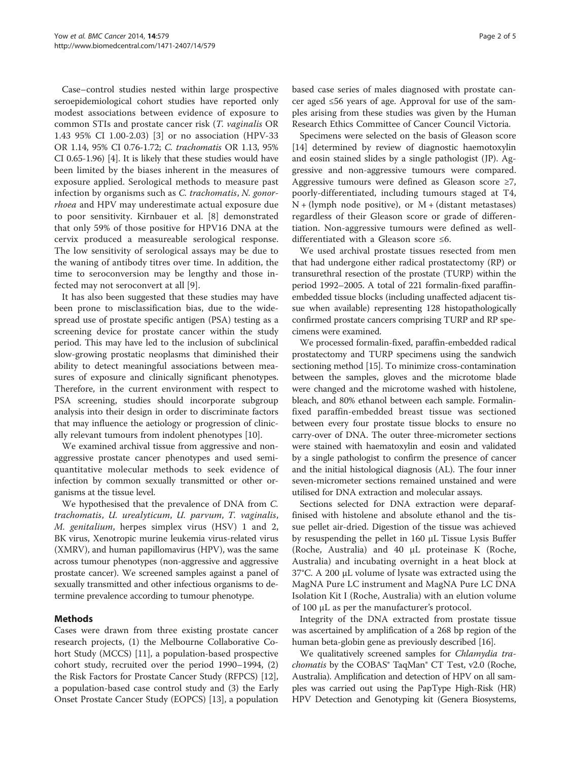Case–control studies nested within large prospective seroepidemiological cohort studies have reported only modest associations between evidence of exposure to common STIs and prostate cancer risk (*T. vaginalis* OR 1.43 95% CI 1.00-2.03) [3] or no association (HPV-33 OR 1.14, 95% CI 0.76-1.72; *C. trachomatis* OR 1.13, 95% CI 0.65-1.96) [4]. It is likely that these studies would have been limited by the biases inherent in the measures of exposure applied. Serological methods to measure past infection by organisms such as *C. trachomatis*, *N. gonorrhoea* and HPV may underestimate actual exposure due to poor sensitivity. Kirnbauer et al. [8] demonstrated that only 59% of those positive for HPV16 DNA at the cervix produced a measureable serological response. The low sensitivity of serological assays may be due to the waning of antibody titres over time. In addition, the time to seroconversion may be lengthy and those infected may not seroconvert at all [9].

It has also been suggested that these studies may have been prone to misclassification bias, due to the widespread use of prostate specific antigen (PSA) testing as a screening device for prostate cancer within the study period. This may have led to the inclusion of subclinical slow-growing prostatic neoplasms that diminished their ability to detect meaningful associations between measures of exposure and clinically significant phenotypes. Therefore, in the current environment with respect to PSA screening, studies should incorporate subgroup analysis into their design in order to discriminate factors that may influence the aetiology or progression of clinically relevant tumours from indolent phenotypes [10].

We examined archival tissue from aggressive and non-aggressive prostate cancer phenotypes and used semi-quantitative molecular methods to seek evidence of infection by common sexually transmitted or other organisms at the tissue level.

We hypothesised that the prevalence of DNA from *C. trachomatis*, *U. urealyticum*, *U. parvum*, *T. vaginalis*, *M. genitalium*, herpes simplex virus (HSV) 1 and 2, BK virus, Xenotropic murine leukemia virus-related virus (XMRV), and human papillomavirus (HPV), was the same across tumour phenotypes (non-aggressive and aggressive prostate cancer). We screened samples against a panel of sexually transmitted and other infectious organisms to determine prevalence according to tumour phenotype.

## Methods

Cases were drawn from three existing prostate cancer research projects, (1) the Melbourne Collaborative Cohort Study (MCCS) [11], a population-based prospective cohort study, recruited over the period 1990–1994, (2) the Risk Factors for Prostate Cancer Study (RFPCS) [12], a population-based case control study and (3) the Early Onset Prostate Cancer Study (EOPCS) [13], a population based case series of males diagnosed with prostate cancer aged ≤56 years of age. Approval for use of the samples arising from these studies was given by the Human Research Ethics Committee of Cancer Council Victoria.

Specimens were selected on the basis of Gleason score [14] determined by review of diagnostic haemotoxylin and eosin stained slides by a single pathologist (JP). Aggressive and non-aggressive tumours were compared. Aggressive tumours were defined as Gleason score ≥7, poorly-differentiated, including tumours staged at T4, N + (lymph node positive), or M + (distant metastases) regardless of their Gleason score or grade of differentiation. Non-aggressive tumours were defined as well-differentiated with a Gleason score ≤6.

We used archival prostate tissues resected from men that had undergone either radical prostatectomy (RP) or transurethral resection of the prostate (TURP) within the period 1992–2005. A total of 221 formalin-fixed paraffin-embedded tissue blocks (including unaffected adjacent tissue when available) representing 128 histopathologically confirmed prostate cancers comprising TURP and RP specimens were examined.

We processed formalin-fixed, paraffin-embedded radical prostatectomy and TURP specimens using the sandwich sectioning method [15]. To minimize cross-contamination between the samples, gloves and the microtome blade were changed and the microtome washed with histolene, bleach, and 80% ethanol between each sample. Formalin-fixed paraffin-embedded breast tissue was sectioned between every four prostate tissue blocks to ensure no carry-over of DNA. The outer three-micrometer sections were stained with haematoxylin and eosin and validated by a single pathologist to confirm the presence of cancer and the initial histological diagnosis (AL). The four inner seven-micrometer sections remained unstained and were utilised for DNA extraction and molecular assays.

Sections selected for DNA extraction were deparaffinised with histolene and absolute ethanol and the tissue pellet air-dried. Digestion of the tissue was achieved by resuspending the pellet in 160 μL Tissue Lysis Buffer (Roche, Australia) and 40 μL proteinase K (Roche, Australia) and incubating overnight in a heat block at 37°C. A 200 μL volume of lysate was extracted using the MagNA Pure LC instrument and MagNA Pure LC DNA Isolation Kit I (Roche, Australia) with an elution volume of 100 μL as per the manufacturer's protocol.

Integrity of the DNA extracted from prostate tissue was ascertained by amplification of a 268 bp region of the human beta-globin gene as previously described [16].

We qualitatively screened samples for *Chlamydia trachomatis* by the COBAS® TaqMan® CT Test, v2.0 (Roche, Australia). Amplification and detection of HPV on all samples was carried out using the PapType High-Risk (HR) HPV Detection and Genotyping kit (Genera Biosystems,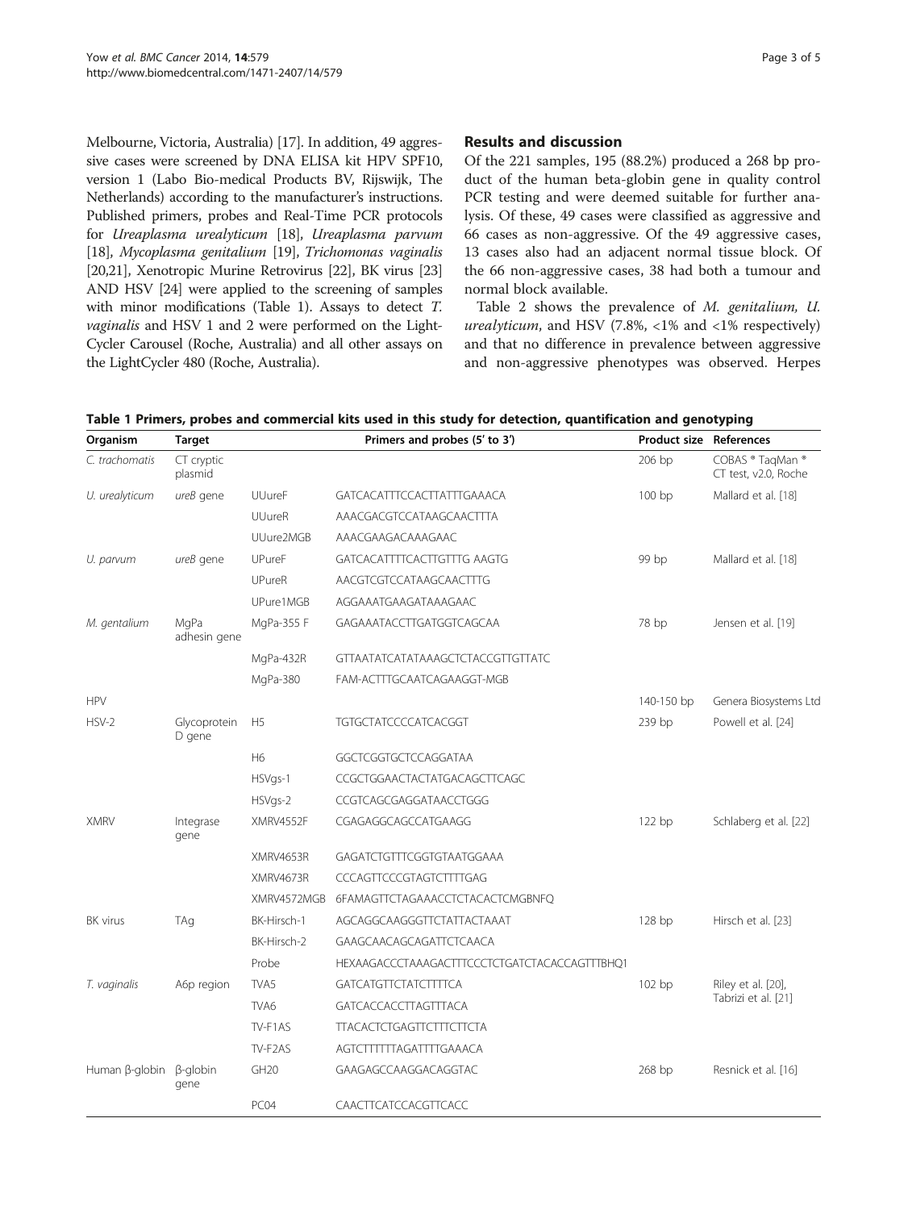Melbourne, Victoria, Australia) [17]. In addition, 49 aggressive cases were screened by DNA ELISA kit HPV SPF10, version 1 (Labo Bio-medical Products BV, Rijswijk, The Netherlands) according to the manufacturer's instructions. Published primers, probes and Real-Time PCR protocols for *Ureaplasma urealyticum* [18], *Ureaplasma parvum* [18], *Mycoplasma genitalium* [19], *Trichomonas vaginalis* [20,21], Xenotropic Murine Retrovirus [22], BK virus [23] AND HSV [24] were applied to the screening of samples with minor modifications (Table 1). Assays to detect *T. vaginalis* and HSV 1 and 2 were performed on the Light-Cycler Carousel (Roche, Australia) and all other assays on the LightCycler 480 (Roche, Australia).

## Results and discussion

Of the 221 samples, 195 (88.2%) produced a 268 bp product of the human beta-globin gene in quality control PCR testing and were deemed suitable for further analysis. Of these, 49 cases were classified as aggressive and 66 cases as non-aggressive. Of the 49 aggressive cases, 13 cases also had an adjacent normal tissue block. Of the 66 non-aggressive cases, 38 had both a tumour and normal block available.

Table 2 shows the prevalence of *M. genitalium, U. urealyticum*, and HSV (7.8%, <1% and <1% respectively) and that no difference in prevalence between aggressive and non-aggressive phenotypes was observed. Herpes

**Table 1 Primers, probes and commercial kits used in this study for detection, quantification and genotyping**

| Organism | Target | | Primers and probes (5' to 3') | Product size | References |
|---|---|---|---|---|---|
| *C. trachomatis* | CT cryptic plasmid | | | 206 bp | COBAS ® TaqMan ® CT test, v2.0, Roche |
| *U. urealyticum* | *ureB* gene | UUureF | GATCACATTTCCACTTATTTGAAACA | 100 bp | Mallard et al. [18] |
| | | UUureR | AAACGACGTCCATAAGCAACTTTA | | |
| | | UUure2MGB | AAACGAAGACAAAGAAC | | |
| *U. parvum* | *ureB* gene | UPureF | GATCACATTTTCACTTGTTTG AAGTG | 99 bp | Mallard et al. [18] |
| | | UPureR | AACGTCGTCCATAAGCAACTTTG | | |
| | | UPure1MGB | AGGAAATGAAGATAAAGAAC | | |
| *M. gentalium* | MgPa adhesin gene | MgPa-355 F | GAGAAATACCTTGATGGTCAGCAA | 78 bp | Jensen et al. [19] |
| | | MgPa-432R | GTTAATATCATATAAAGCTCTACCGTTGTTATC | | |
| | | MgPa-380 | FAM-ACTTTGCAATCAGAAGGT-MGB | | |
| HPV | | | | 140-150 bp | Genera Biosystems Ltd |
| HSV-2 | Glycoprotein D gene | H5 | TGTGCTATCCCCATCACGGT | 239 bp | Powell et al. [24] |
| | | H6 | GGCTCGGTGCTCCAGGATAA | | |
| | | HSVgs-1 | CCGCTGGAACTACTATGACAGCTTCAGC | | |
| | | HSVgs-2 | CCGTCAGCGAGGATAACCTGGG | | |
| XMRV | Integrase gene | XMRV4552F | CGAGAGGCAGCCATGAAGG | 122 bp | Schlaberg et al. [22] |
| | | XMRV4653R | GAGATCTGTTTCGGTGTAATGGAAA | | |
| | | XMRV4673R | CCCAGTTCCCGTAGTCTTTTGAG | | |
| | | XMRV4572MGB | 6FAMAGTTCTAGAAACCTCTACACTCMGBNFQ | | |
| BK virus | TAg | BK-Hirsch-1 | AGCAGGCAAGGGTTCTATTACTAAAT | 128 bp | Hirsch et al. [23] |
| | | BK-Hirsch-2 | GAAGCAACAGCAGATTCTCAACA | | |
| | | Probe | HEXAAGACCCTAAAGACTTTCCCTCTGATCTACACCAGTTTBHQ1 | | |
| *T. vaginalis* | A6p region | TVA5 | GATCATGTTCTATCTTTTCA | 102 bp | Riley et al. [20], Tabrizi et al. [21] |
| | | TVA6 | GATCACCACCTTAGTTTACA | | |
| | | TV-F1AS | TTACACTCTGAGTTCTTTCTTCTA | | |
| | | TV-F2AS | AGTCTTTTTTAGATTTTGAAACA | | |
| Human β-globin | β-globin gene | GH20 | GAAGAGCCAAGGACAGGTAC | 268 bp | Resnick et al. [16] |
| | | PC04 | CAACTTCATCCACGTTCACC | | |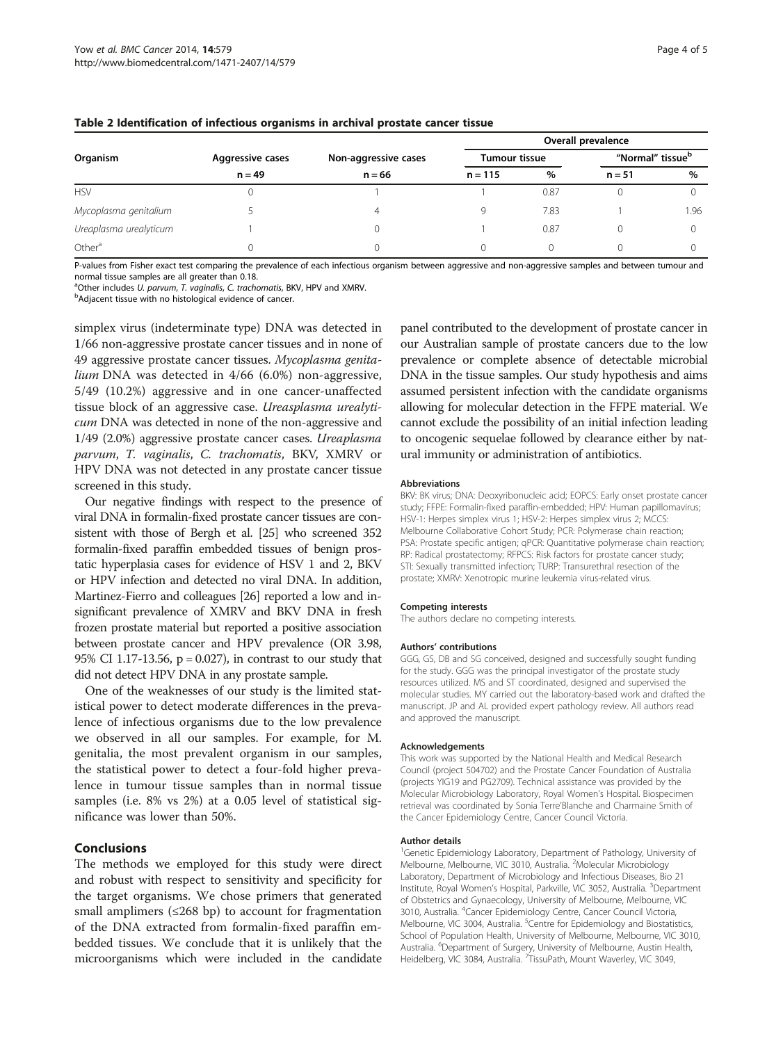**Table 2 Identification of infectious organisms in archival prostate cancer tissue**

| Organism | Aggressive cases | Non-aggressive cases | Overall prevalence | | | |
|---|---|---|---|---|---|---|
| | | | Tumour tissue | | "Normal" tissue[b] | |
| | n = 49 | n = 66 | n = 115 | % | n = 51 | % |
| HSV | 0 | 1 | 1 | 0.87 | 0 | 0 |
| *Mycoplasma genitalium* | 5 | 4 | 9 | 7.83 | 1 | 1.96 |
| *Ureaplasma urealyticum* | 1 | 0 | 1 | 0.87 | 0 | 0 |
| Other[a] | 0 | 0 | 0 | 0 | 0 | 0 |

P-values from Fisher exact test comparing the prevalence of each infectious organism between aggressive and non-aggressive samples and between tumour and normal tissue samples are all greater than 0.18.
[a]Other includes *U. parvum*, *T. vaginalis*, *C. trachomatis*, BKV, HPV and XMRV.
[b]Adjacent tissue with no histological evidence of cancer.

simplex virus (indeterminate type) DNA was detected in 1/66 non-aggressive prostate cancer tissues and in none of 49 aggressive prostate cancer tissues. *Mycoplasma genitalium* DNA was detected in 4/66 (6.0%) non-aggressive, 5/49 (10.2%) aggressive and in one cancer-unaffected tissue block of an aggressive case. *Ureasplasma urealyticum* DNA was detected in none of the non-aggressive and 1/49 (2.0%) aggressive prostate cancer cases. *Ureaplasma parvum*, *T. vaginalis*, *C. trachomatis*, BKV, XMRV or HPV DNA was not detected in any prostate cancer tissue screened in this study.

Our negative findings with respect to the presence of viral DNA in formalin-fixed prostate cancer tissues are consistent with those of Bergh et al. [25] who screened 352 formalin-fixed paraffin embedded tissues of benign prostatic hyperplasia cases for evidence of HSV 1 and 2, BKV or HPV infection and detected no viral DNA. In addition, Martinez-Fierro and colleagues [26] reported a low and insignificant prevalence of XMRV and BKV DNA in fresh frozen prostate material but reported a positive association between prostate cancer and HPV prevalence (OR 3.98, 95% CI 1.17-13.56, p = 0.027), in contrast to our study that did not detect HPV DNA in any prostate sample.

One of the weaknesses of our study is the limited statistical power to detect moderate differences in the prevalence of infectious organisms due to the low prevalence we observed in all our samples. For example, for M. genitalia, the most prevalent organism in our samples, the statistical power to detect a four-fold higher prevalence in tumour tissue samples than in normal tissue samples (i.e. 8% vs 2%) at a 0.05 level of statistical significance was lower than 50%.

## Conclusions

The methods we employed for this study were direct and robust with respect to sensitivity and specificity for the target organisms. We chose primers that generated small amplimers (≤268 bp) to account for fragmentation of the DNA extracted from formalin-fixed paraffin embedded tissues. We conclude that it is unlikely that the microorganisms which were included in the candidate panel contributed to the development of prostate cancer in our Australian sample of prostate cancers due to the low prevalence or complete absence of detectable microbial DNA in the tissue samples. Our study hypothesis and aims assumed persistent infection with the candidate organisms allowing for molecular detection in the FFPE material. We cannot exclude the possibility of an initial infection leading to oncogenic sequelae followed by clearance either by natural immunity or administration of antibiotics.

#### Abbreviations

BKV: BK virus; DNA: Deoxyribonucleic acid; EOPCS: Early onset prostate cancer study; FFPE: Formalin-fixed paraffin-embedded; HPV: Human papillomavirus; HSV-1: Herpes simplex virus 1; HSV-2: Herpes simplex virus 2; MCCS: Melbourne Collaborative Cohort Study; PCR: Polymerase chain reaction; PSA: Prostate specific antigen; qPCR: Quantitative polymerase chain reaction; RP: Radical prostatectomy; RFPCS: Risk factors for prostate cancer study; STI: Sexually transmitted infection; TURP: Transurethral resection of the prostate; XMRV: Xenotropic murine leukemia virus-related virus.

#### Competing interests

The authors declare no competing interests.

#### Authors' contributions

GGG, GS, DB and SG conceived, designed and successfully sought funding for the study. GGG was the principal investigator of the prostate study resources utilized. MS and ST coordinated, designed and supervised the molecular studies. MY carried out the laboratory-based work and drafted the manuscript. JP and AL provided expert pathology review. All authors read and approved the manuscript.

#### Acknowledgements

This work was supported by the National Health and Medical Research Council (project 504702) and the Prostate Cancer Foundation of Australia (projects YIG19 and PG2709). Technical assistance was provided by the Molecular Microbiology Laboratory, Royal Women's Hospital. Biospecimen retrieval was coordinated by Sonia Terre'Blanche and Charmaine Smith of the Cancer Epidemiology Centre, Cancer Council Victoria.

#### Author details

[1]Genetic Epidemiology Laboratory, Department of Pathology, University of Melbourne, Melbourne, VIC 3010, Australia. [2]Molecular Microbiology Laboratory, Department of Microbiology and Infectious Diseases, Bio 21 Institute, Royal Women's Hospital, Parkville, VIC 3052, Australia. [3]Department of Obstetrics and Gynaecology, University of Melbourne, Melbourne, VIC 3010, Australia. [4]Cancer Epidemiology Centre, Cancer Council Victoria, Melbourne, VIC 3004, Australia. [5]Centre for Epidemiology and Biostatistics, School of Population Health, University of Melbourne, Melbourne, VIC 3010, Australia. [6]Department of Surgery, University of Melbourne, Austin Health, Heidelberg, VIC 3084, Australia. [7]TissuPath, Mount Waverley, VIC 3049,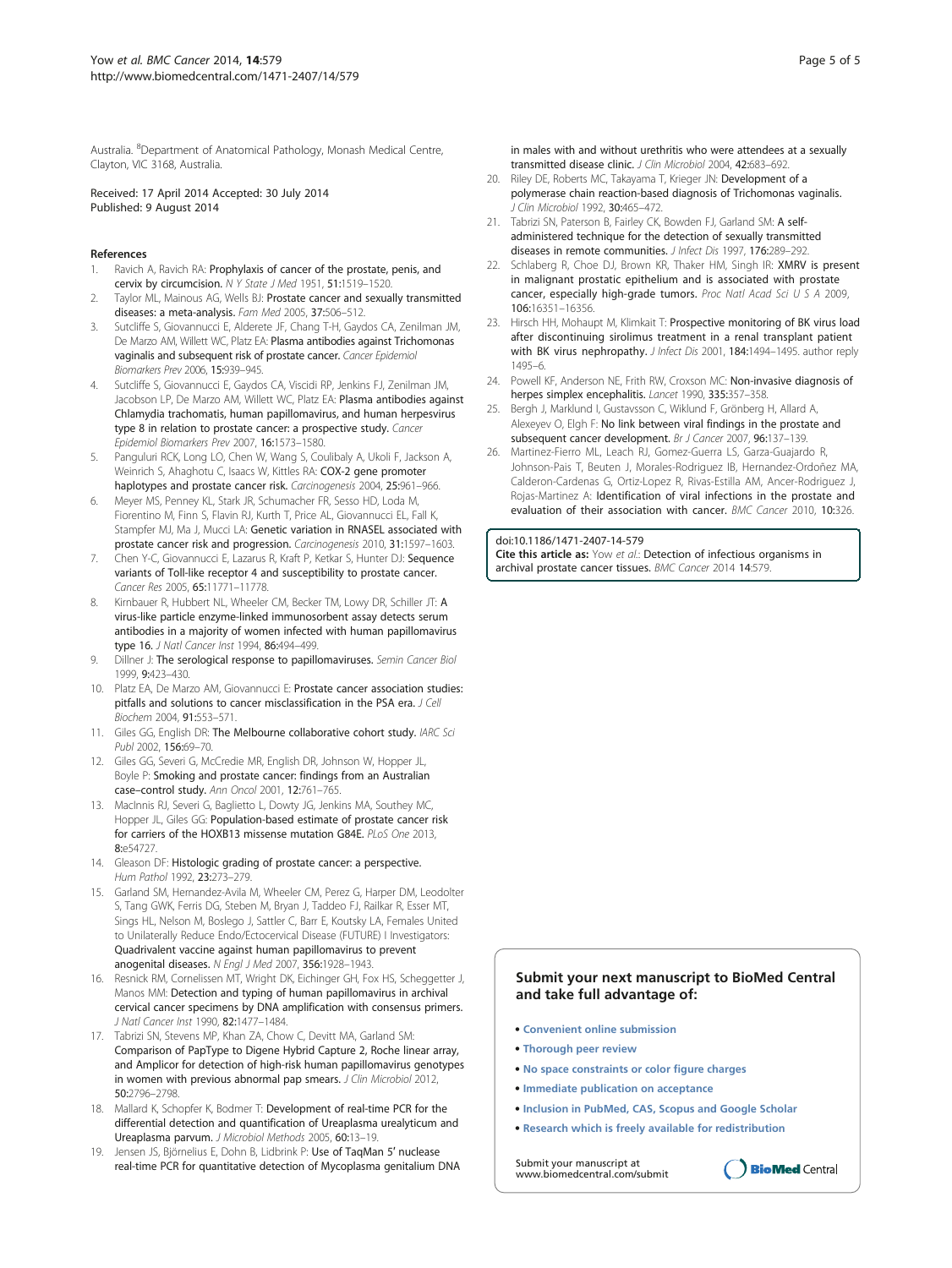Australia. [8]Department of Anatomical Pathology, Monash Medical Centre, Clayton, VIC 3168, Australia.

Received: 17 April 2014 Accepted: 30 July 2014
Published: 9 August 2014

## References

1. Ravich A, Ravich RA: **Prophylaxis of cancer of the prostate, penis, and cervix by circumcision.** *N Y State J Med* 1951, **51:**1519–1520.
2. Taylor ML, Mainous AG, Wells BJ: **Prostate cancer and sexually transmitted diseases: a meta-analysis.** *Fam Med* 2005, **37:**506–512.
3. Sutcliffe S, Giovannucci E, Alderete JF, Chang T-H, Gaydos CA, Zenilman JM, De Marzo AM, Willett WC, Platz EA: **Plasma antibodies against Trichomonas vaginalis and subsequent risk of prostate cancer.** *Cancer Epidemiol Biomarkers Prev* 2006, **15:**939–945.
4. Sutcliffe S, Giovannucci E, Gaydos CA, Viscidi RP, Jenkins FJ, Zenilman JM, Jacobson LP, De Marzo AM, Willett WC, Platz EA: **Plasma antibodies against Chlamydia trachomatis, human papillomavirus, and human herpesvirus type 8 in relation to prostate cancer: a prospective study.** *Cancer Epidemiol Biomarkers Prev* 2007, **16:**1573–1580.
5. Panguluri RCK, Long LO, Chen W, Wang S, Coulibaly A, Ukoli F, Jackson A, Weinrich S, Ahaghotu C, Isaacs W, Kittles RA: **COX-2 gene promoter haplotypes and prostate cancer risk.** *Carcinogenesis* 2004, **25:**961–966.
6. Meyer MS, Penney KL, Stark JR, Schumacher FR, Sesso HD, Loda M, Fiorentino M, Finn S, Flavin RJ, Kurth T, Price AL, Giovannucci EL, Fall K, Stampfer MJ, Ma J, Mucci LA: **Genetic variation in RNASEL associated with prostate cancer risk and progression.** *Carcinogenesis* 2010, **31:**1597–1603.
7. Chen Y-C, Giovannucci E, Lazarus R, Kraft P, Ketkar S, Hunter DJ: **Sequence variants of Toll-like receptor 4 and susceptibility to prostate cancer.** *Cancer Res* 2005, **65:**11771–11778.
8. Kirnbauer R, Hubbert NL, Wheeler CM, Becker TM, Lowy DR, Schiller JT: **A virus-like particle enzyme-linked immunosorbent assay detects serum antibodies in a majority of women infected with human papillomavirus type 16.** *J Natl Cancer Inst* 1994, **86:**494–499.
9. Dillner J: **The serological response to papillomaviruses.** *Semin Cancer Biol* 1999, **9:**423–430.
10. Platz EA, De Marzo AM, Giovannucci E: **Prostate cancer association studies: pitfalls and solutions to cancer misclassification in the PSA era.** *J Cell Biochem* 2004, **91:**553–571.
11. Giles GG, English DR: **The Melbourne collaborative cohort study.** *IARC Sci Publ* 2002, **156:**69–70.
12. Giles GG, Severi G, McCredie MR, English DR, Johnson W, Hopper JL, Boyle P: **Smoking and prostate cancer: findings from an Australian case–control study.** *Ann Oncol* 2001, **12:**761–765.
13. MacInnis RJ, Severi G, Baglietto L, Dowty JG, Jenkins MA, Southey MC, Hopper JL, Giles GG: **Population-based estimate of prostate cancer risk for carriers of the HOXB13 missense mutation G84E.** *PLoS One* 2013, **8:**e54727.
14. Gleason DF: **Histologic grading of prostate cancer: a perspective.** *Hum Pathol* 1992, **23:**273–279.
15. Garland SM, Hernandez-Avila M, Wheeler CM, Perez G, Harper DM, Leodolter S, Tang GWK, Ferris DG, Steben M, Bryan J, Taddeo FJ, Railkar R, Esser MT, Sings HL, Nelson M, Boslego J, Sattler C, Barr E, Koutsky LA, Females United to Unilaterally Reduce Endo/Ectocervical Disease (FUTURE) I Investigators: **Quadrivalent vaccine against human papillomavirus to prevent anogenital diseases.** *N Engl J Med* 2007, **356:**1928–1943.
16. Resnick RM, Cornelissen MT, Wright DK, Eichinger GH, Fox HS, Schegget J, Manos MM: **Detection and typing of human papillomavirus in archival cervical cancer specimens by DNA amplification with consensus primers.** *J Natl Cancer Inst* 1990, **82:**1477–1484.
17. Tabrizi SN, Stevens MP, Khan ZA, Chow C, Devitt MA, Garland SM: **Comparison of PapType to Digene Hybrid Capture 2, Roche linear array, and Amplicor for detection of high-risk human papillomavirus genotypes in women with previous abnormal pap smears.** *J Clin Microbiol* 2012, **50:**2796–2798.
18. Mallard K, Schopfer K, Bodmer T: **Development of real-time PCR for the differential detection and quantification of Ureaplasma urealyticum and Ureaplasma parvum.** *J Microbiol Methods* 2005, **60:**13–19.
19. Jensen JS, Björnelius E, Dohn B, Lidbrink P: **Use of TaqMan 5′ nuclease real-time PCR for quantitative detection of Mycoplasma genitalium DNA in males with and without urethritis who were attendees at a sexually transmitted disease clinic.** *J Clin Microbiol* 2004, **42:**683–692.
20. Riley DE, Roberts MC, Takayama T, Krieger JN: **Development of a polymerase chain reaction-based diagnosis of Trichomonas vaginalis.** *J Clin Microbiol* 1992, **30:**465–472.
21. Tabrizi SN, Paterson B, Fairley CK, Bowden FJ, Garland SM: **A self-administered technique for the detection of sexually transmitted diseases in remote communities.** *J Infect Dis* 1997, **176:**289–292.
22. Schlaberg R, Choe DJ, Brown KR, Thaker HM, Singh IR: **XMRV is present in malignant prostatic epithelium and is associated with prostate cancer, especially high-grade tumors.** *Proc Natl Acad Sci U S A* 2009, **106:**16351–16356.
23. Hirsch HH, Mohaupt M, Klimkait T: **Prospective monitoring of BK virus load after discontinuing sirolimus treatment in a renal transplant patient with BK virus nephropathy.** *J Infect Dis* 2001, **184:**1494–1495. author reply 1495–6.
24. Powell KF, Anderson NE, Frith RW, Croxson MC: **Non-invasive diagnosis of herpes simplex encephalitis.** *Lancet* 1990, **335:**357–358.
25. Bergh J, Marklund I, Gustavsson C, Wiklund F, Grönberg H, Allard A, Alexeyev O, Elgh F: **No link between viral findings in the prostate and subsequent cancer development.** *Br J Cancer* 2007, **96:**137–139.
26. Martinez-Fierro ML, Leach RJ, Gomez-Guerra LS, Garza-Guajardo R, Johnson-Pais T, Beuten J, Morales-Rodriguez IB, Hernandez-Ordoñez MA, Calderon-Cardenas G, Ortiz-Lopez R, Rivas-Estilla AM, Ancer-Rodriguez J, Rojas-Martinez A: **Identification of viral infections in the prostate and evaluation of their association with cancer.** *BMC Cancer* 2010, **10:**326.

doi:10.1186/1471-2407-14-579
**Cite this article as:** Yow *et al.*: Detection of infectious organisms in archival prostate cancer tissues. *BMC Cancer* 2014 **14**:579.

**Submit your next manuscript to BioMed Central and take full advantage of:**

- Convenient online submission
- Thorough peer review
- No space constraints or color figure charges
- Immediate publication on acceptance
- Inclusion in PubMed, CAS, Scopus and Google Scholar
- Research which is freely available for redistribution

Submit your manuscript at
www.biomedcentral.com/submit

BioMed Central